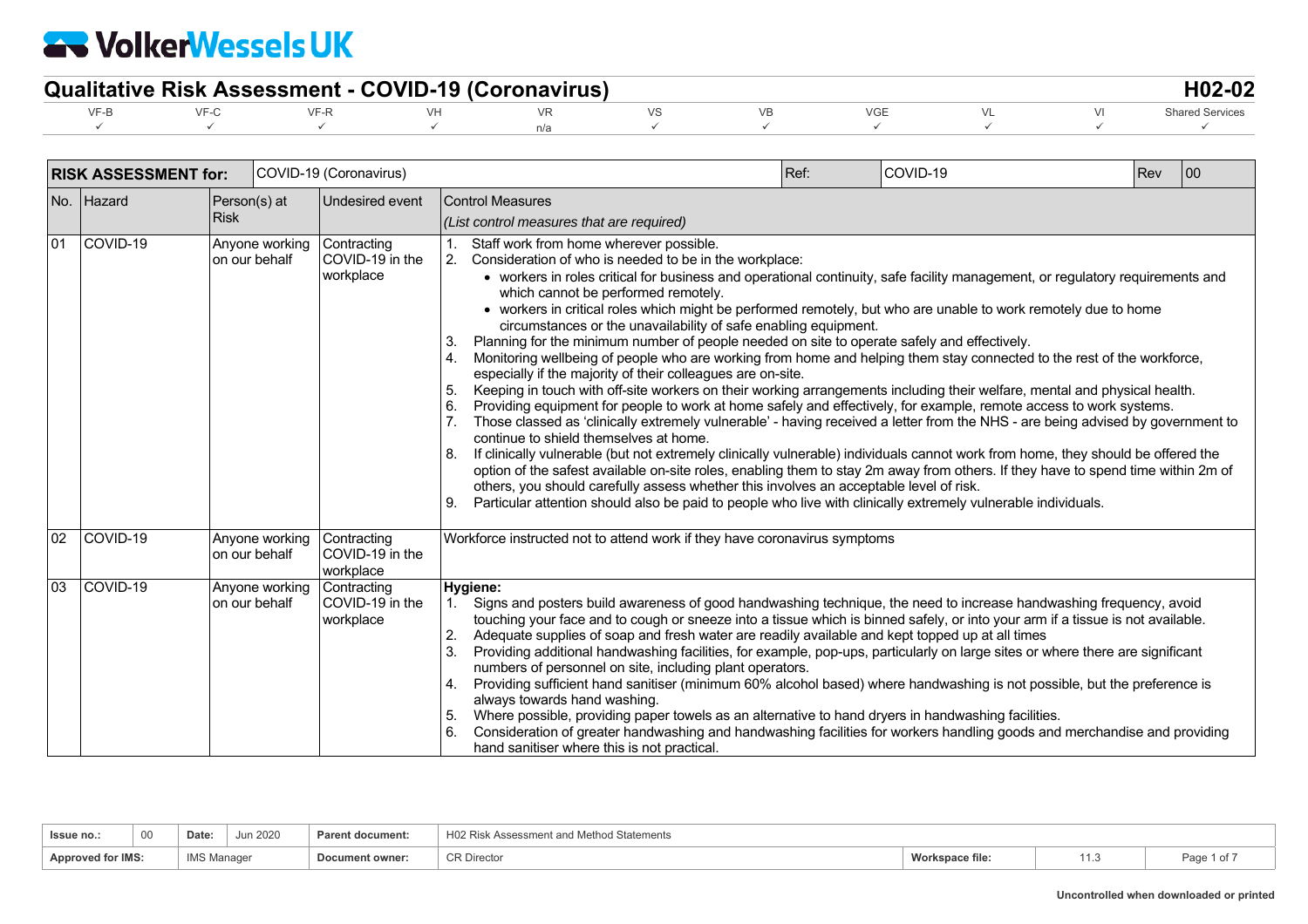# VolkerWessels UK

## Qualitative Risk Assessment - COVID-19 (Coronavirus)

**H02-02**

| VF-B | VF-C | VF-R | VH | VR | VS | VB | VGE | VL | VI | Shared Services |
|---|---|---|---|---|---|---|---|---|---|---|
| ✓ | ✓ | ✓ | ✓ | n/a | ✓ | ✓ | ✓ | ✓ | ✓ | ✓ |

| **RISK ASSESSMENT for:** | COVID-19 (Coronavirus) | Ref: | COVID-19 | Rev | 00 |
|---|---|---|---|---|---|

| No. | Hazard | Person(s) at Risk | Undesired event | Control Measures *(List control measures that are required)* |
|---|---|---|---|---|
| 01 | COVID-19 | Anyone working on our behalf | Contracting COVID-19 in the workplace | 1. Staff work from home wherever possible.<br>2. Consideration of who is needed to be in the workplace:<br>• workers in roles critical for business and operational continuity, safe facility management, or regulatory requirements and which cannot be performed remotely.<br>• workers in critical roles which might be performed remotely, but who are unable to work remotely due to home circumstances or the unavailability of safe enabling equipment.<br>3. Planning for the minimum number of people needed on site to operate safely and effectively.<br>4. Monitoring wellbeing of people who are working from home and helping them stay connected to the rest of the workforce, especially if the majority of their colleagues are on-site.<br>5. Keeping in touch with off-site workers on their working arrangements including their welfare, mental and physical health.<br>6. Providing equipment for people to work at home safely and effectively, for example, remote access to work systems.<br>7. Those classed as 'clinically extremely vulnerable' - having received a letter from the NHS - are being advised by government to continue to shield themselves at home.<br>8. If clinically vulnerable (but not extremely clinically vulnerable) individuals cannot work from home, they should be offered the option of the safest available on-site roles, enabling them to stay 2m away from others. If they have to spend time within 2m of others, you should carefully assess whether this involves an acceptable level of risk.<br>9. Particular attention should also be paid to people who live with clinically extremely vulnerable individuals. |
| 02 | COVID-19 | Anyone working on our behalf | Contracting COVID-19 in the workplace | Workforce instructed not to attend work if they have coronavirus symptoms |
| 03 | COVID-19 | Anyone working on our behalf | Contracting COVID-19 in the workplace | **Hygiene:**<br>1. Signs and posters build awareness of good handwashing technique, the need to increase handwashing frequency, avoid touching your face and to cough or sneeze into a tissue which is binned safely, or into your arm if a tissue is not available.<br>2. Adequate supplies of soap and fresh water are readily available and kept topped up at all times<br>3. Providing additional handwashing facilities, for example, pop-ups, particularly on large sites or where there are significant numbers of personnel on site, including plant operators.<br>4. Providing sufficient hand sanitiser (minimum 60% alcohol based) where handwashing is not possible, but the preference is always towards hand washing.<br>5. Where possible, providing paper towels as an alternative to hand dryers in handwashing facilities.<br>6. Consideration of greater handwashing and handwashing facilities for workers handling goods and merchandise and providing hand sanitiser where this is not practical. |

| **Issue no.:** | 00 | **Date:** | Jun 2020 | **Parent document:** | H02 Risk Assessment and Method Statements | | |
|---|---|---|---|---|---|---|---|
| **Approved for IMS:** | | IMS Manager | | **Document owner:** | CR Director | **Workspace file:** | 11.3 |

Uncontrolled when downloaded or printed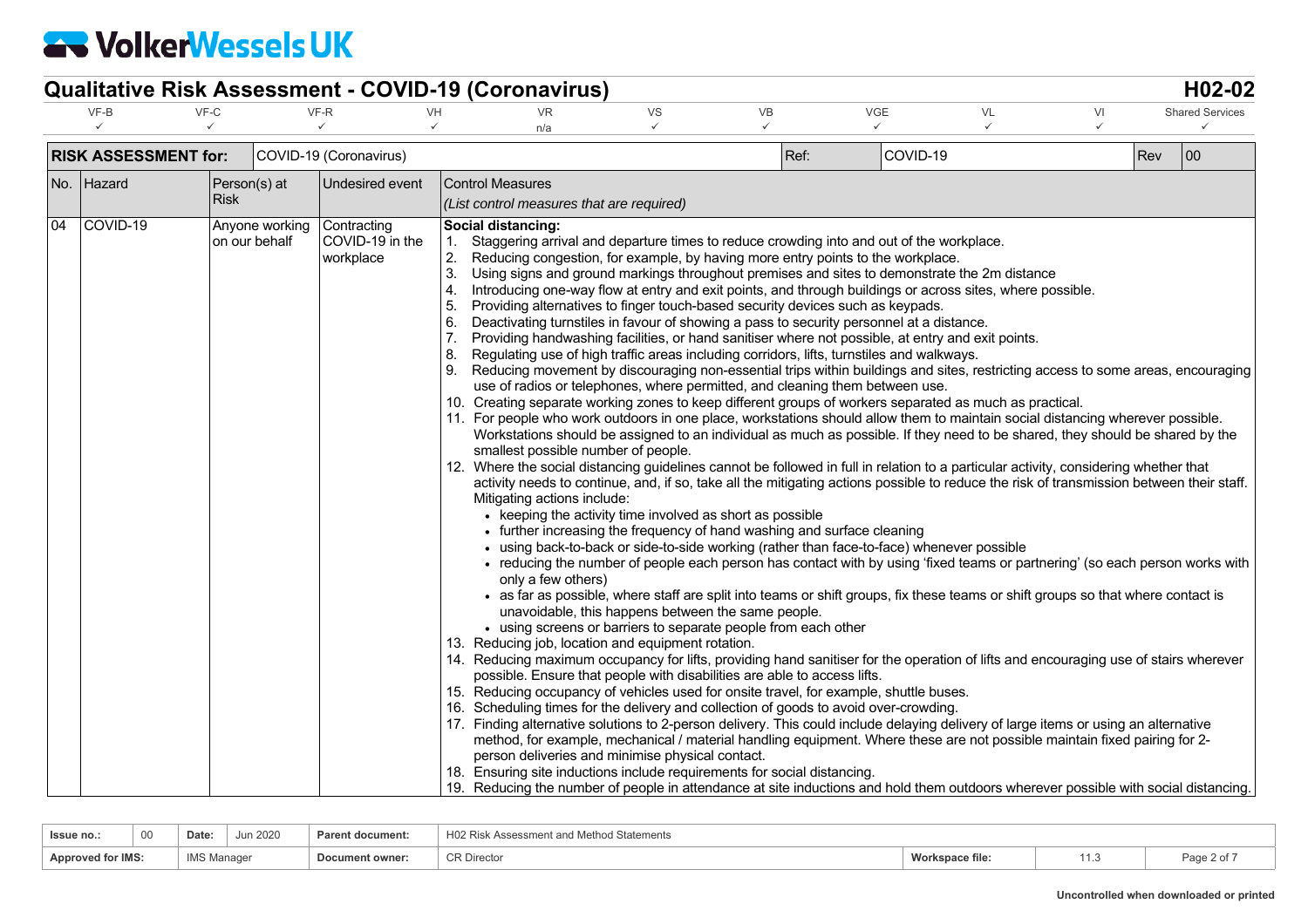## Qualitative Risk Assessment - COVID-19 (Coronavirus)

**H02-02**

| VF-B | VF-C | VF-R | VH | VR | VS | VB | VGE | VL | VI | Shared Services |
|---|---|---|---|---|---|---|---|---|---|---|
| ✓ | ✓ | ✓ | ✓ | n/a | ✓ | ✓ | ✓ | ✓ | ✓ | ✓ |

| **RISK ASSESSMENT for:** | COVID-19 (Coronavirus) | Ref: | COVID-19 | Rev | 00 |
|---|---|---|---|---|---|

| No. | Hazard | Person(s) at Risk | Undesired event | Control Measures *(List control measures that are required)* |
|---|---|---|---|---|
| 04 | COVID-19 | Anyone working on our behalf | Contracting COVID-19 in the workplace | **Social distancing:**<br>1. Staggering arrival and departure times to reduce crowding into and out of the workplace.<br>2. Reducing congestion, for example, by having more entry points to the workplace.<br>3. Using signs and ground markings throughout premises and sites to demonstrate the 2m distance<br>4. Introducing one-way flow at entry and exit points, and through buildings or across sites, where possible.<br>5. Providing alternatives to finger touch-based security devices such as keypads.<br>6. Deactivating turnstiles in favour of showing a pass to security personnel at a distance.<br>7. Providing handwashing facilities, or hand sanitiser where not possible, at entry and exit points.<br>8. Regulating use of high traffic areas including corridors, lifts, turnstiles and walkways.<br>9. Reducing movement by discouraging non-essential trips within buildings and sites, restricting access to some areas, encouraging use of radios or telephones, where permitted, and cleaning them between use.<br>10. Creating separate working zones to keep different groups of workers separated as much as practical.<br>11. For people who work outdoors in one place, workstations should allow them to maintain social distancing wherever possible. Workstations should be assigned to an individual as much as possible. If they need to be shared, they should be shared by the smallest possible number of people.<br>12. Where the social distancing guidelines cannot be followed in full in relation to a particular activity, considering whether that activity needs to continue, and, if so, take all the mitigating actions possible to reduce the risk of transmission between their staff. Mitigating actions include:<br>• keeping the activity time involved as short as possible<br>• further increasing the frequency of hand washing and surface cleaning<br>• using back-to-back or side-to-side working (rather than face-to-face) whenever possible<br>• reducing the number of people each person has contact with by using 'fixed teams or partnering' (so each person works with only a few others)<br>• as far as possible, where staff are split into teams or shift groups, fix these teams or shift groups so that where contact is unavoidable, this happens between the same people.<br>• using screens or barriers to separate people from each other<br>13. Reducing job, location and equipment rotation.<br>14. Reducing maximum occupancy for lifts, providing hand sanitiser for the operation of lifts and encouraging use of stairs wherever possible. Ensure that people with disabilities are able to access lifts.<br>15. Reducing occupancy of vehicles used for onsite travel, for example, shuttle buses.<br>16. Scheduling times for the delivery and collection of goods to avoid over-crowding.<br>17. Finding alternative solutions to 2-person delivery. This could include delaying delivery of large items or using an alternative method, for example, mechanical / material handling equipment. Where these are not possible maintain fixed pairing for 2-person deliveries and minimise physical contact.<br>18. Ensuring site inductions include requirements for social distancing.<br>19. Reducing the number of people in attendance at site inductions and hold them outdoors wherever possible with social distancing. |

| Issue no.: | 00 | Date: | Jun 2020 | Parent document: | H02 Risk Assessment and Method Statements | | |
|---|---|---|---|---|---|---|---|
| Approved for IMS: | IMS Manager | | | Document owner: | CR Director | Workspace file: | 11.3 |

Uncontrolled when downloaded or printed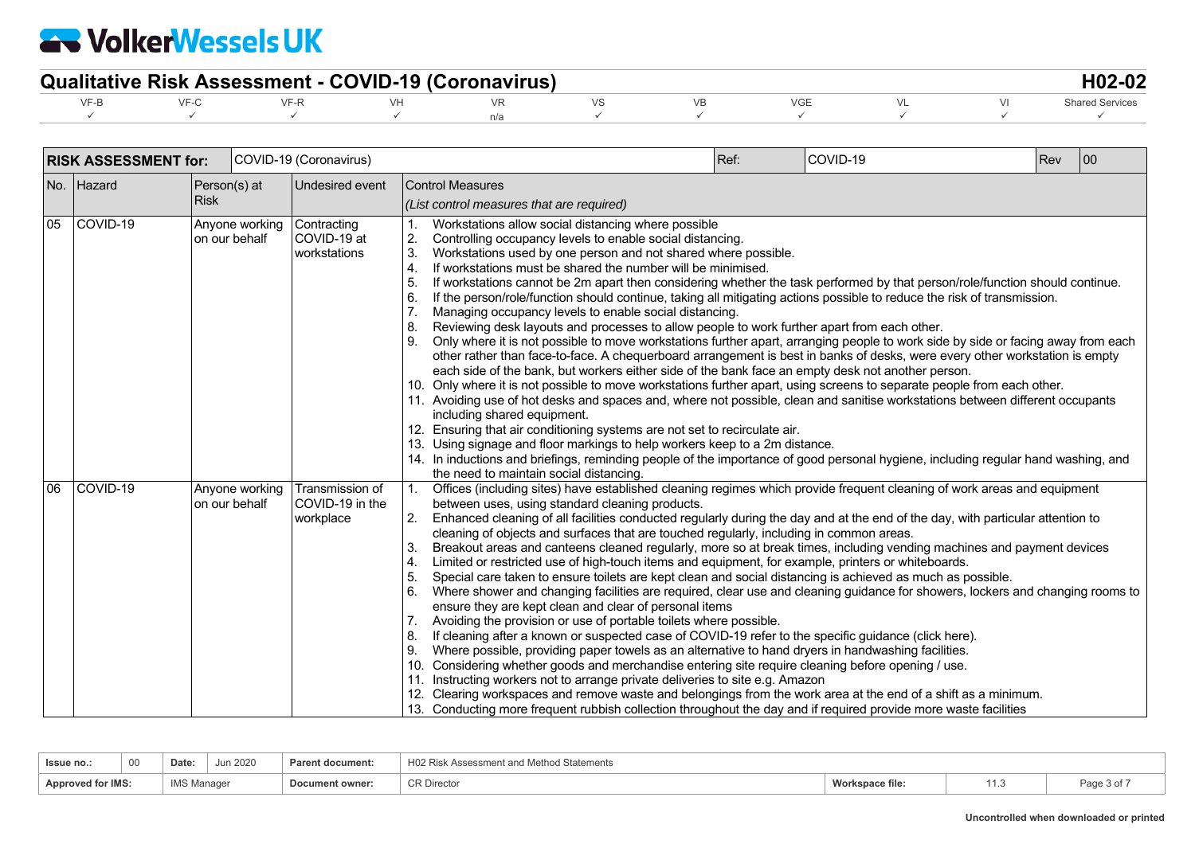| RISK ASSESSMENT for: | | COVID-19 (Coronavirus) | | Ref: COVID-19 | Rev 00 |
|---|---|---|---|---|---|
| **No.** | **Hazard** | **Person(s) at Risk** | **Undesired event** | **Control Measures** *(List control measures that are required)* | |
| 05 | COVID-19 | Anyone working on our behalf | Contracting COVID-19 at workstations | 1. Workstations allow social distancing where possible<br>2. Controlling occupancy levels to enable social distancing.<br>3. Workstations used by one person and not shared where possible.<br>4. If workstations must be shared the number will be minimised.<br>5. If workstations cannot be 2m apart then considering whether the task performed by that person/role/function should continue.<br>6. If the person/role/function should continue, taking all mitigating actions possible to reduce the risk of transmission.<br>7. Managing occupancy levels to enable social distancing.<br>8. Reviewing desk layouts and processes to allow people to work further apart from each other.<br>9. Only where it is not possible to move workstations further apart, arranging people to work side by side or facing away from each other rather than face-to-face. A chequerboard arrangement is best in banks of desks, were every other workstation is empty each side of the bank, but workers either side of the bank face an empty desk not another person.<br>10. Only where it is not possible to move workstations further apart, using screens to separate people from each other.<br>11. Avoiding use of hot desks and spaces and, where not possible, clean and sanitise workstations between different occupants including shared equipment.<br>12. Ensuring that air conditioning systems are not set to recirculate air.<br>13. Using signage and floor markings to help workers keep to a 2m distance.<br>14. In inductions and briefings, reminding people of the importance of good personal hygiene, including regular hand washing, and the need to maintain social distancing. | |
| 06 | COVID-19 | Anyone working on our behalf | Transmission of COVID-19 in the workplace | 1. Offices (including sites) have established cleaning regimes which provide frequent cleaning of work areas and equipment between uses, using standard cleaning products.<br>2. Enhanced cleaning of all facilities conducted regularly during the day and at the end of the day, with particular attention to cleaning of objects and surfaces that are touched regularly, including in common areas.<br>3. Breakout areas and canteens cleaned regularly, more so at break times, including vending machines and payment devices<br>4. Limited or restricted use of high-touch items and equipment, for example, printers or whiteboards.<br>5. Special care taken to ensure toilets are kept clean and social distancing is achieved as much as possible.<br>6. Where shower and changing facilities are required, clear use and cleaning guidance for showers, lockers and changing rooms to ensure they are kept clean and clear of personal items<br>7. Avoiding the provision or use of portable toilets where possible.<br>8. If cleaning after a known or suspected case of COVID-19 refer to the specific guidance (click here).<br>9. Where possible, providing paper towels as an alternative to hand dryers in handwashing facilities.<br>10. Considering whether goods and merchandise entering site require cleaning before opening / use.<br>11. Instructing workers not to arrange private deliveries to site e.g. Amazon<br>12. Clearing workspaces and remove waste and belongings from the work area at the end of a shift as a minimum.<br>13. Conducting more frequent rubbish collection throughout the day and if required provide more waste facilities | |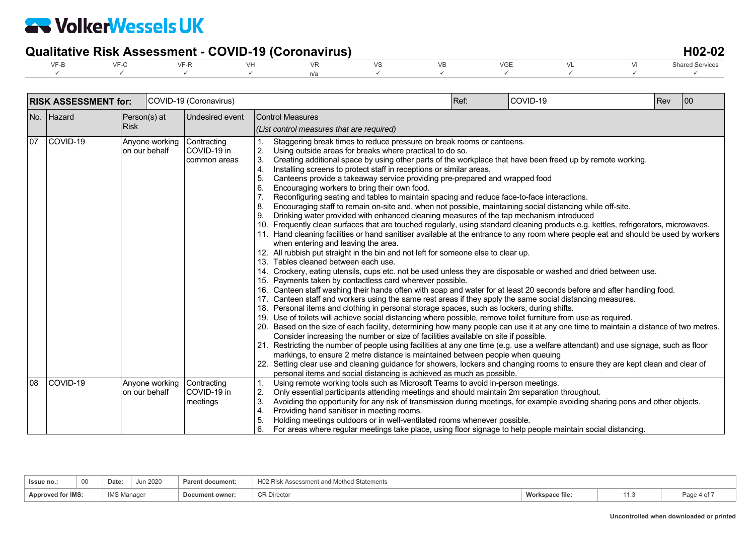| RISK ASSESSMENT for: | | COVID-19 (Coronavirus) | | Ref: | COVID-19 | Rev | 00 |
|---|---|---|---|---|---|---|---|
| No. | Hazard | Person(s) at Risk | Undesired event | Control Measures *(List control measures that are required)* | | | |
| 07 | COVID-19 | Anyone working on our behalf | Contracting COVID-19 in common areas | 1. Staggering break times to reduce pressure on break rooms or canteens.<br>2. Using outside areas for breaks where practical to do so.<br>3. Creating additional space by using other parts of the workplace that have been freed up by remote working.<br>4. Installing screens to protect staff in receptions or similar areas.<br>5. Canteens provide a takeaway service providing pre-prepared and wrapped food<br>6. Encouraging workers to bring their own food.<br>7. Reconfiguring seating and tables to maintain spacing and reduce face-to-face interactions.<br>8. Encouraging staff to remain on-site and, when not possible, maintaining social distancing while off-site.<br>9. Drinking water provided with enhanced cleaning measures of the tap mechanism introduced<br>10. Frequently clean surfaces that are touched regularly, using standard cleaning products e.g. kettles, refrigerators, microwaves.<br>11. Hand cleaning facilities or hand sanitiser available at the entrance to any room where people eat and should be used by workers when entering and leaving the area.<br>12. All rubbish put straight in the bin and not left for someone else to clear up.<br>13. Tables cleaned between each use.<br>14. Crockery, eating utensils, cups etc. not be used unless they are disposable or washed and dried between use.<br>15. Payments taken by contactless card wherever possible.<br>16. Canteen staff washing their hands often with soap and water for at least 20 seconds before and after handling food.<br>17. Canteen staff and workers using the same rest areas if they apply the same social distancing measures.<br>18. Personal items and clothing in personal storage spaces, such as lockers, during shifts.<br>19. Use of toilets will achieve social distancing where possible, remove toilet furniture from use as required.<br>20. Based on the size of each facility, determining how many people can use it at any one time to maintain a distance of two metres. Consider increasing the number or size of facilities available on site if possible.<br>21. Restricting the number of people using facilities at any one time (e.g. use a welfare attendant) and use signage, such as floor markings, to ensure 2 metre distance is maintained between people when queuing<br>22. Setting clear use and cleaning guidance for showers, lockers and changing rooms to ensure they are kept clean and clear of personal items and social distancing is achieved as much as possible. | | | |
| 08 | COVID-19 | Anyone working on our behalf | Contracting COVID-19 in meetings | 1. Using remote working tools such as Microsoft Teams to avoid in-person meetings.<br>2. Only essential participants attending meetings and should maintain 2m separation throughout.<br>3. Avoiding the opportunity for any risk of transmission during meetings, for example avoiding sharing pens and other objects.<br>4. Providing hand sanitiser in meeting rooms.<br>5. Holding meetings outdoors or in well-ventilated rooms whenever possible.<br>6. For areas where regular meetings take place, using floor signage to help people maintain social distancing. | | | |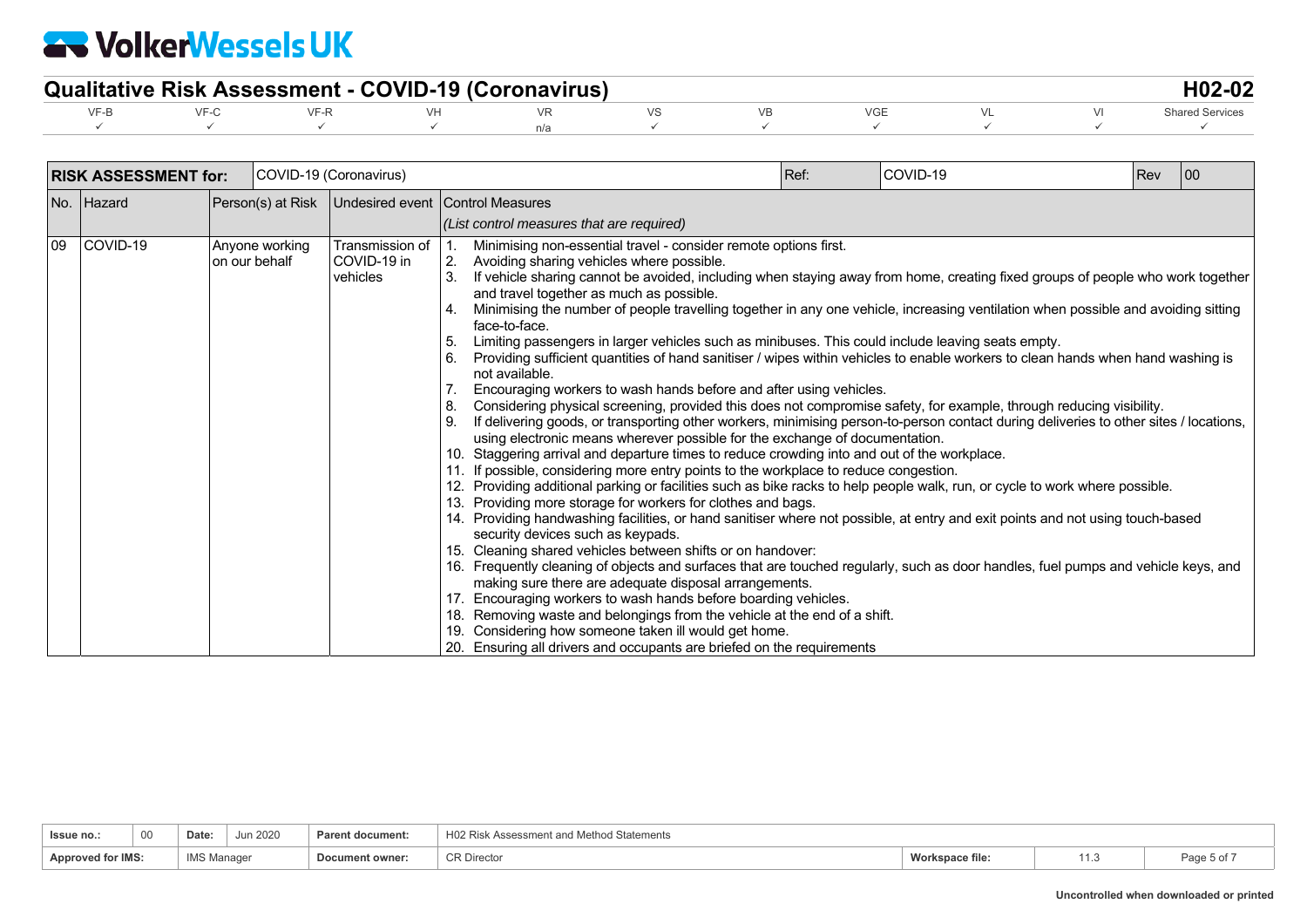# Qualitative Risk Assessment - COVID-19 (Coronavirus)

**H02-02**

| VF-B | VF-C | VF-R | VH | VR | VS | VB | VGE | VL | VI | Shared Services |
|---|---|---|---|---|---|---|---|---|---|---|
| ✓ | ✓ | ✓ | ✓ | n/a | ✓ | ✓ | ✓ | ✓ | ✓ | ✓ |

| **RISK ASSESSMENT for:** | COVID-19 (Coronavirus) | | Ref: | COVID-19 | Rev | 00 |
|---|---|---|---|---|---|---|

| No. | Hazard | Person(s) at Risk | Undesired event | Control Measures *(List control measures that are required)* |
|---|---|---|---|---|
| 09 | COVID-19 | Anyone working on our behalf | Transmission of COVID-19 in vehicles | 1. Minimising non-essential travel - consider remote options first.<br>2. Avoiding sharing vehicles where possible.<br>3. If vehicle sharing cannot be avoided, including when staying away from home, creating fixed groups of people who work together and travel together as much as possible.<br>4. Minimising the number of people travelling together in any one vehicle, increasing ventilation when possible and avoiding sitting face-to-face.<br>5. Limiting passengers in larger vehicles such as minibuses. This could include leaving seats empty.<br>6. Providing sufficient quantities of hand sanitiser / wipes within vehicles to enable workers to clean hands when hand washing is not available.<br>7. Encouraging workers to wash hands before and after using vehicles.<br>8. Considering physical screening, provided this does not compromise safety, for example, through reducing visibility.<br>9. If delivering goods, or transporting other workers, minimising person-to-person contact during deliveries to other sites / locations, using electronic means wherever possible for the exchange of documentation.<br>10. Staggering arrival and departure times to reduce crowding into and out of the workplace.<br>11. If possible, considering more entry points to the workplace to reduce congestion.<br>12. Providing additional parking or facilities such as bike racks to help people walk, run, or cycle to work where possible.<br>13. Providing more storage for workers for clothes and bags.<br>14. Providing handwashing facilities, or hand sanitiser where not possible, at entry and exit points and not using touch-based security devices such as keypads.<br>15. Cleaning shared vehicles between shifts or on handover:<br>16. Frequently cleaning of objects and surfaces that are touched regularly, such as door handles, fuel pumps and vehicle keys, and making sure there are adequate disposal arrangements.<br>17. Encouraging workers to wash hands before boarding vehicles.<br>18. Removing waste and belongings from the vehicle at the end of a shift.<br>19. Considering how someone taken ill would get home.<br>20. Ensuring all drivers and occupants are briefed on the requirements |

| **Issue no.:** | 00 | **Date:** | Jun 2020 | **Parent document:** | H02 Risk Assessment and Method Statements | | |
|---|---|---|---|---|---|---|---|
| **Approved for IMS:** | | IMS Manager | | **Document owner:** | CR Director | **Workspace file:** | 11.3 |

Uncontrolled when downloaded or printed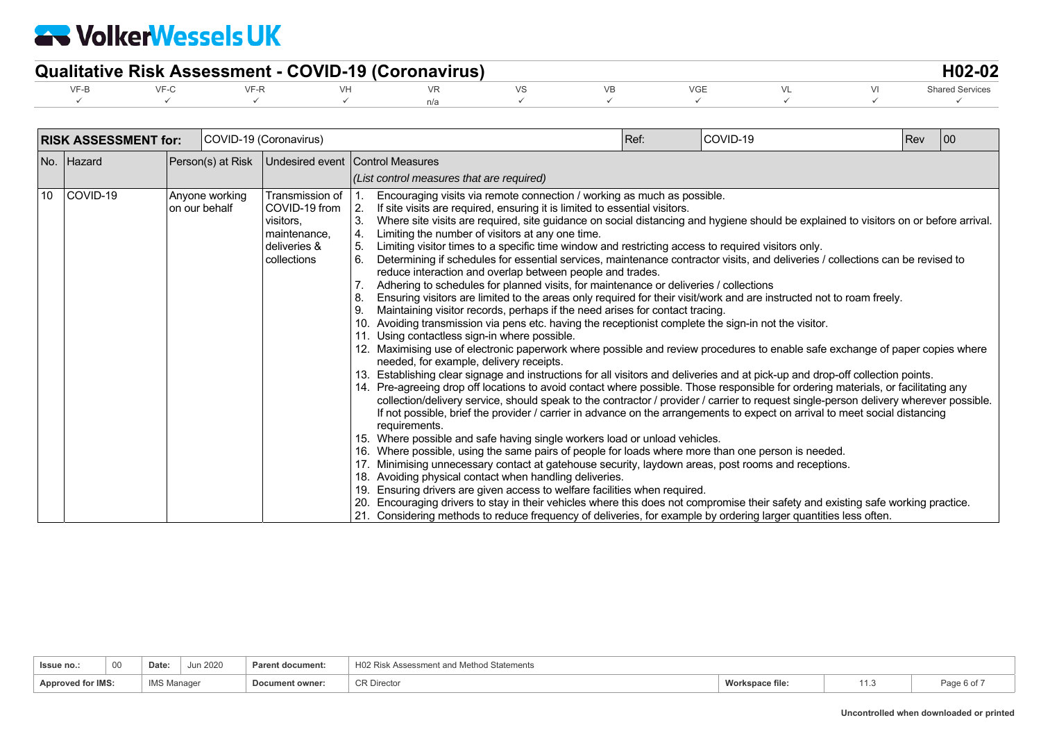## Qualitative Risk Assessment - COVID-19 (Coronavirus)

**H02-02**

| VF-B | VF-C | VF-R | VH | VR | VS | VB | VGE | VL | VI | Shared Services |
|---|---|---|---|---|---|---|---|---|---|---|
| ✓ | ✓ | ✓ | ✓ | n/a | ✓ | ✓ | ✓ | ✓ | ✓ | ✓ |

| **RISK ASSESSMENT for:** | COVID-19 (Coronavirus) | Ref: | COVID-19 | Rev | 00 |
|---|---|---|---|---|---|

| No. | Hazard | Person(s) at Risk | Undesired event | Control Measures *(List control measures that are required)* |
|---|---|---|---|---|
| 10 | COVID-19 | Anyone working on our behalf | Transmission of COVID-19 from visitors, maintenance, deliveries & collections | 1. Encouraging visits via remote connection / working as much as possible.<br>2. If site visits are required, ensuring it is limited to essential visitors.<br>3. Where site visits are required, site guidance on social distancing and hygiene should be explained to visitors on or before arrival.<br>4. Limiting the number of visitors at any one time.<br>5. Limiting visitor times to a specific time window and restricting access to required visitors only.<br>6. Determining if schedules for essential services, maintenance contractor visits, and deliveries / collections can be revised to reduce interaction and overlap between people and trades.<br>7. Adhering to schedules for planned visits, for maintenance or deliveries / collections<br>8. Ensuring visitors are limited to the areas only required for their visit/work and are instructed not to roam freely.<br>9. Maintaining visitor records, perhaps if the need arises for contact tracing.<br>10. Avoiding transmission via pens etc. having the receptionist complete the sign-in not the visitor.<br>11. Using contactless sign-in where possible.<br>12. Maximising use of electronic paperwork where possible and review procedures to enable safe exchange of paper copies where needed, for example, delivery receipts.<br>13. Establishing clear signage and instructions for all visitors and deliveries and at pick-up and drop-off collection points.<br>14. Pre-agreeing drop off locations to avoid contact where possible. Those responsible for ordering materials, or facilitating any collection/delivery service, should speak to the contractor / provider / carrier to request single-person delivery wherever possible. If not possible, brief the provider / carrier in advance on the arrangements to expect on arrival to meet social distancing requirements.<br>15. Where possible and safe having single workers load or unload vehicles.<br>16. Where possible, using the same pairs of people for loads where more than one person is needed.<br>17. Minimising unnecessary contact at gatehouse security, laydown areas, post rooms and receptions.<br>18. Avoiding physical contact when handling deliveries.<br>19. Ensuring drivers are given access to welfare facilities when required.<br>20. Encouraging drivers to stay in their vehicles where this does not compromise their safety and existing safe working practice.<br>21. Considering methods to reduce frequency of deliveries, for example by ordering larger quantities less often. |

| **Issue no.:** | 00 | **Date:** | Jun 2020 | **Parent document:** | H02 Risk Assessment and Method Statements | | |
|---|---|---|---|---|---|---|---|
| **Approved for IMS:** | | IMS Manager | | **Document owner:** | CR Director | **Workspace file:** | 11.3 |

**Uncontrolled when downloaded or printed**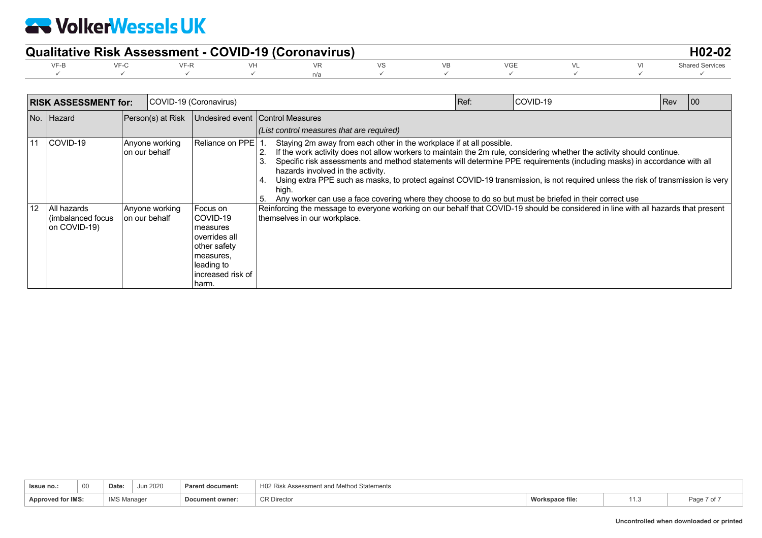## Qualitative Risk Assessment - COVID-19 (Coronavirus)

**H02-02**

| VF-B | VF-C | VF-R | VH | VR | VS | VB | VGE | VL | VI | Shared Services |
|---|---|---|---|---|---|---|---|---|---|---|
| ✓ | ✓ | ✓ | ✓ | n/a | ✓ | ✓ | ✓ | ✓ | ✓ | ✓ |

| **RISK ASSESSMENT for:** | COVID-19 (Coronavirus) | | Ref: | COVID-19 | Rev | 00 |
|---|---|---|---|---|---|---|

| No. | Hazard | Person(s) at Risk | Undesired event | Control Measures *(List control measures that are required)* |
|---|---|---|---|---|
| 11 | COVID-19 | Anyone working on our behalf | Reliance on PPE | 1. Staying 2m away from each other in the workplace if at all possible.<br>2. If the work activity does not allow workers to maintain the 2m rule, considering whether the activity should continue.<br>3. Specific risk assessments and method statements will determine PPE requirements (including masks) in accordance with all hazards involved in the activity.<br>4. Using extra PPE such as masks, to protect against COVID-19 transmission, is not required unless the risk of transmission is very high.<br>5. Any worker can use a face covering where they choose to do so but must be briefed in their correct use |
| 12 | All hazards (imbalanced focus on COVID-19) | Anyone working on our behalf | Focus on COVID-19 measures overrides all other safety measures, leading to increased risk of harm. | Reinforcing the message to everyone working on our behalf that COVID-19 should be considered in line with all hazards that present themselves in our workplace. |

| **Issue no.:** | 00 | **Date:** | Jun 2020 | **Parent document:** | H02 Risk Assessment and Method Statements | | |
|---|---|---|---|---|---|---|---|
| **Approved for IMS:** | | IMS Manager | | **Document owner:** | CR Director | **Workspace file:** | 11.3 |

**Uncontrolled when downloaded or printed**